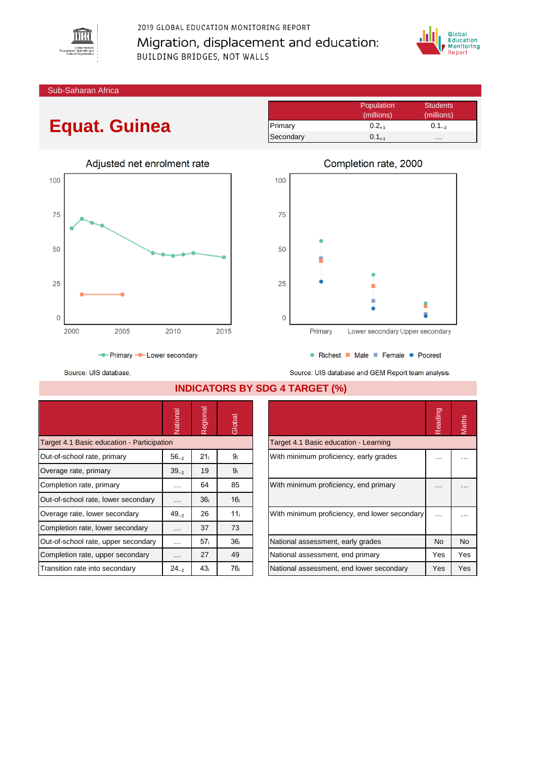2019 GLOBAL EDUCATION MONITORING REPORT

Migration, displacement and education:

BUILDING BRIDGES, NOT WALLS

Sub-Saharan Africa

# Equat. Guinea

| | Population (millions) | Students (millions) |
|---|---|---|
| Primary | $0.2_{+1}$ | $0.1_{-2}$ |
| Secondary | $0.1_{+1}$ | … |

Adjusted net enrolment rate

Source: UIS database.

Completion rate, 2000

Source: UIS database and GEM Report team analysis.

## INDICATORS BY SDG 4 TARGET (%)

| | National | Regional | Global |
|---|---|---|---|
| **Target 4.1 Basic education - Participation** | | | |
| Out-of-school rate, primary | $56_{-2}$ | $21_{i}$ | $9_{i}$ |
| Overage rate, primary | $39_{-2}$ | 19 | $9_{i}$ |
| Completion rate, primary | … | 64 | 85 |
| Out-of-school rate, lower secondary | … | $36_{i}$ | $16_{i}$ |
| Overage rate, lower secondary | $49_{-2}$ | 26 | $11_{i}$ |
| Completion rate, lower secondary | … | 37 | 73 |
| Out-of-school rate, upper secondary | … | $57_{i}$ | $36_{i}$ |
| Completion rate, upper secondary | … | 27 | 49 |
| Transition rate into secondary | $24_{-2}$ | $43_{i}$ | $76_{i}$ |

| | Reading | Maths |
|---|---|---|
| **Target 4.1 Basic education - Learning** | | |
| With minimum proficiency, early grades | … | … |
| With minimum proficiency, end primary | … | … |
| With minimum proficiency, end lower secondary | … | … |
| National assessment, early grades | No | No |
| National assessment, end primary | Yes | Yes |
| National assessment, end lower secondary | Yes | Yes |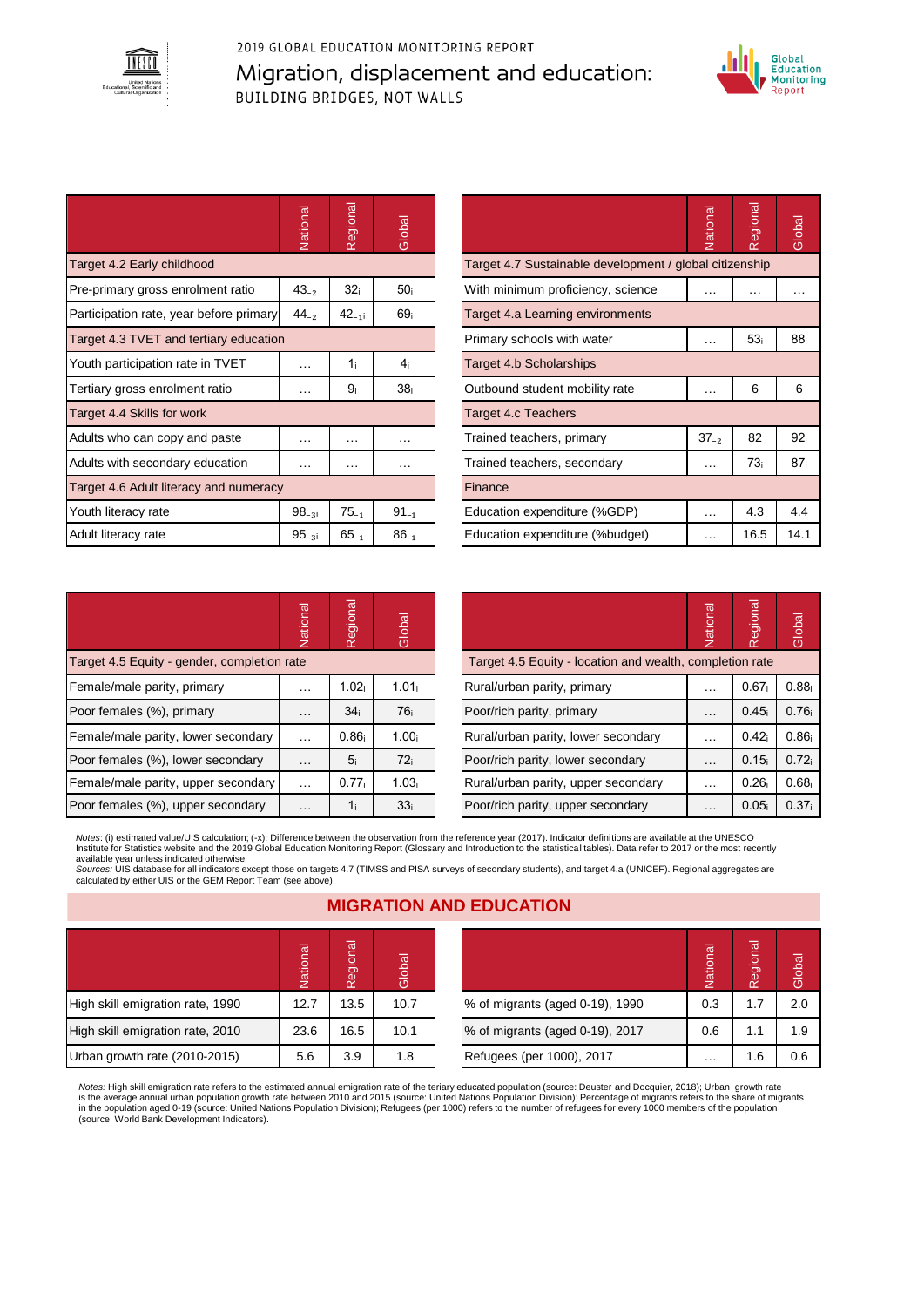2019 GLOBAL EDUCATION MONITORING REPORT

# Migration, displacement and education:

## BUILDING BRIDGES, NOT WALLS

| | National | Regional | Global |
|---|---|---|---|
| **Target 4.2 Early childhood** | | | |
| Pre-primary gross enrolment ratio | $43_{-2}$ | $32_{i}$ | $50_{i}$ |
| Participation rate, year before primary | $44_{-2}$ | $42_{-1i}$ | $69_{i}$ |
| **Target 4.3 TVET and tertiary education** | | | |
| Youth participation rate in TVET | … | $1_{i}$ | $4_{i}$ |
| Tertiary gross enrolment ratio | … | $9_{i}$ | $38_{i}$ |
| **Target 4.4 Skills for work** | | | |
| Adults who can copy and paste | … | … | … |
| Adults with secondary education | … | … | … |
| **Target 4.6 Adult literacy and numeracy** | | | |
| Youth literacy rate | $98_{-3i}$ | $75_{-1}$ | $91_{-1}$ |
| Adult literacy rate | $95_{-3i}$ | $65_{-1}$ | $86_{-1}$ |

| | National | Regional | Global |
|---|---|---|---|
| **Target 4.7 Sustainable development / global citizenship** | | | |
| With minimum proficiency, science | … | … | … |
| **Target 4.a Learning environments** | | | |
| Primary schools with water | … | $53_{i}$ | $88_{i}$ |
| **Target 4.b Scholarships** | | | |
| Outbound student mobility rate | … | 6 | 6 |
| **Target 4.c Teachers** | | | |
| Trained teachers, primary | $37_{-2}$ | 82 | $92_{i}$ |
| Trained teachers, secondary | … | $73_{i}$ | $87_{i}$ |
| **Finance** | | | |
| Education expenditure (%GDP) | … | 4.3 | 4.4 |
| Education expenditure (%budget) | … | 16.5 | 14.1 |

| | National | Regional | Global |
|---|---|---|---|
| **Target 4.5 Equity - gender, completion rate** | | | |
| Female/male parity, primary | … | $1.02_{i}$ | $1.01_{i}$ |
| Poor females (%), primary | … | $34_{i}$ | $76_{i}$ |
| Female/male parity, lower secondary | … | $0.86_{i}$ | $1.00_{i}$ |
| Poor females (%), lower secondary | … | $5_{i}$ | $72_{i}$ |
| Female/male parity, upper secondary | … | $0.77_{i}$ | $1.03_{i}$ |
| Poor females (%), upper secondary | … | $1_{i}$ | $33_{i}$ |

| | National | Regional | Global |
|---|---|---|---|
| **Target 4.5 Equity - location and wealth, completion rate** | | | |
| Rural/urban parity, primary | … | $0.67_{i}$ | $0.88_{i}$ |
| Poor/rich parity, primary | … | $0.45_{i}$ | $0.76_{i}$ |
| Rural/urban parity, lower secondary | … | $0.42_{i}$ | $0.86_{i}$ |
| Poor/rich parity, lower secondary | … | $0.15_{i}$ | $0.72_{i}$ |
| Rural/urban parity, upper secondary | … | $0.26_{i}$ | $0.68_{i}$ |
| Poor/rich parity, upper secondary | … | $0.05_{i}$ | $0.37_{i}$ |

*Notes*: (i) estimated value/UIS calculation; (-x): Difference between the observation from the reference year (2017). Indicator definitions are available at the UNESCO Institute for Statistics website and the 2019 Global Education Monitoring Report (Glossary and Introduction to the statistical tables). Data refer to 2017 or the most recently available year unless indicated otherwise.
*Sources:* UIS database for all indicators except those on targets 4.7 (TIMSS and PISA surveys of secondary students), and target 4.a (UNICEF). Regional aggregates are calculated by either UIS or the GEM Report Team (see above).

## MIGRATION AND EDUCATION

| | National | Regional | Global |
|---|---|---|---|
| High skill emigration rate, 1990 | 12.7 | 13.5 | 10.7 |
| High skill emigration rate, 2010 | 23.6 | 16.5 | 10.1 |
| Urban growth rate (2010-2015) | 5.6 | 3.9 | 1.8 |

| | National | Regional | Global |
|---|---|---|---|
| % of migrants (aged 0-19), 1990 | 0.3 | 1.7 | 2.0 |
| % of migrants (aged 0-19), 2017 | 0.6 | 1.1 | 1.9 |
| Refugees (per 1000), 2017 | … | 1.6 | 0.6 |

*Notes:* High skill emigration rate refers to the estimated annual emigration rate of the teriary educated population (source: Deuster and Docquier, 2018); Urban growth rate is the average annual urban population growth rate between 2010 and 2015 (source: United Nations Population Division); Percentage of migrants refers to the share of migrants in the population aged 0-19 (source: United Nations Population Division); Refugees (per 1000) refers to the number of refugees for every 1000 members of the population (source: World Bank Development Indicators).